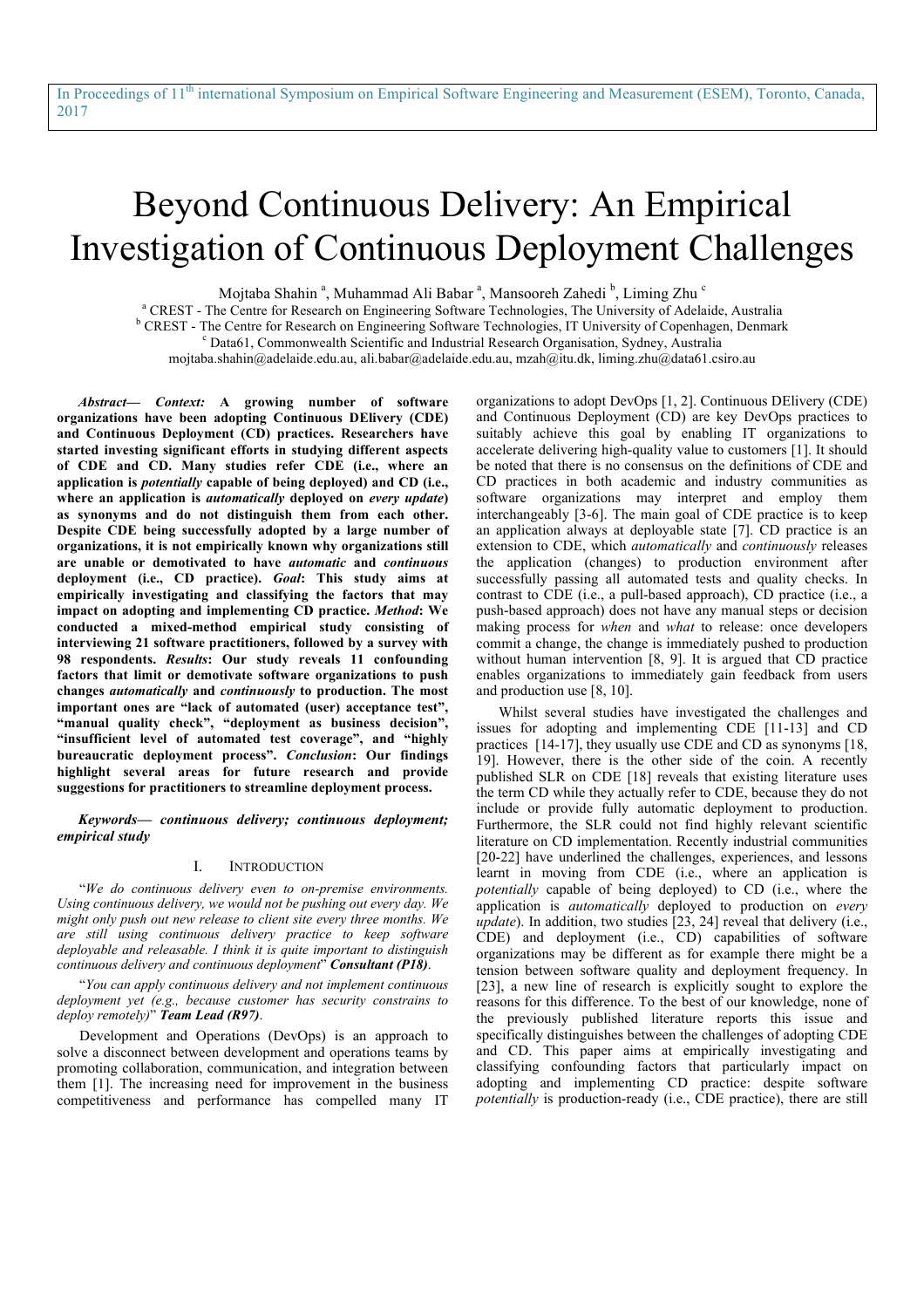In Proceedings of 11th international Symposium on Empirical Software Engineering and Measurement (ESEM), Toronto, Canada, 2017

# Beyond Continuous Delivery: An Empirical Investigation of Continuous Deployment Challenges

Mojtaba Shahin [a], Muhammad Ali Babar [a], Mansooreh Zahedi [b], Liming Zhu [c]

[a] CREST - The Centre for Research on Engineering Software Technologies, The University of Adelaide, Australia
[b] CREST - The Centre for Research on Engineering Software Technologies, IT University of Copenhagen, Denmark
[c] Data61, Commonwealth Scientific and Industrial Research Organisation, Sydney, Australia
mojtaba.shahin@adelaide.edu.au, ali.babar@adelaide.edu.au, mzah@itu.dk, liming.zhu@data61.csiro.au

***Abstract— Context:*** **A growing number of software organizations have been adopting Continuous DElivery (CDE) and Continuous Deployment (CD) practices. Researchers have started investing significant efforts in studying different aspects of CDE and CD. Many studies refer CDE (i.e., where an application is *potentially* capable of being deployed) and CD (i.e., where an application is *automatically* deployed on *every update*) as synonyms and do not distinguish them from each other. Despite CDE being successfully adopted by a large number of organizations, it is not empirically known why organizations still are unable or demotivated to have *automatic* and *continuous* deployment (i.e., CD practice).** ***Goal*****: This study aims at empirically investigating and classifying the factors that may impact on adopting and implementing CD practice.** ***Method*****: We conducted a mixed-method empirical study consisting of interviewing 21 software practitioners, followed by a survey with 98 respondents.** ***Results*****: Our study reveals 11 confounding factors that limit or demotivate software organizations to push changes *automatically* and *continuously* to production. The most important ones are "lack of automated (user) acceptance test", "manual quality check", "deployment as business decision", "insufficient level of automated test coverage", and "highly bureaucratic deployment process".** ***Conclusion*****: Our findings highlight several areas for future research and provide suggestions for practitioners to streamline deployment process.**

***Keywords— continuous delivery; continuous deployment; empirical study***

## I. Introduction

"*We do continuous delivery even to on-premise environments. Using continuous delivery, we would not be pushing out every day. We might only push out new release to client site every three months. We are still using continuous delivery practice to keep software deployable and releasable. I think it is quite important to distinguish continuous delivery and continuous deployment*" ***Consultant (P18)***.

"*You can apply continuous delivery and not implement continuous deployment yet (e.g., because customer has security constrains to deploy remotely)*" ***Team Lead (R97)***.

Development and Operations (DevOps) is an approach to solve a disconnect between development and operations teams by promoting collaboration, communication, and integration between them [1]. The increasing need for improvement in the business competitiveness and performance has compelled many IT organizations to adopt DevOps [1, 2]. Continuous DElivery (CDE) and Continuous Deployment (CD) are key DevOps practices to suitably achieve this goal by enabling IT organizations to accelerate delivering high-quality value to customers [1]. It should be noted that there is no consensus on the definitions of CDE and CD practices in both academic and industry communities as software organizations may interpret and employ them interchangeably [3-6]. The main goal of CDE practice is to keep an application always at deployable state [7]. CD practice is an extension to CDE, which *automatically* and *continuously* releases the application (changes) to production environment after successfully passing all automated tests and quality checks. In contrast to CDE (i.e., a pull-based approach), CD practice (i.e., a push-based approach) does not have any manual steps or decision making process for *when* and *what* to release: once developers commit a change, the change is immediately pushed to production without human intervention [8, 9]. It is argued that CD practice enables organizations to immediately gain feedback from users and production use [8, 10].

Whilst several studies have investigated the challenges and issues for adopting and implementing CDE [11-13] and CD practices [14-17], they usually use CDE and CD as synonyms [18, 19]. However, there is the other side of the coin. A recently published SLR on CDE [18] reveals that existing literature uses the term CD while they actually refer to CDE, because they do not include or provide fully automatic deployment to production. Furthermore, the SLR could not find highly relevant scientific literature on CD implementation. Recently industrial communities [20-22] have underlined the challenges, experiences, and lessons learnt in moving from CDE (i.e., where an application is *potentially* capable of being deployed) to CD (i.e., where the application is *automatically* deployed to production on *every update*). In addition, two studies [23, 24] reveal that delivery (i.e., CDE) and deployment (i.e., CD) capabilities of software organizations may be different as for example there might be a tension between software quality and deployment frequency. In [23], a new line of research is explicitly sought to explore the reasons for this difference. To the best of our knowledge, none of the previously published literature reports this issue and specifically distinguishes between the challenges of adopting CDE and CD. This paper aims to empirically investigating and classifying confounding factors that particularly impact on adopting and implementing CD practice: despite software *potentially* is production-ready (i.e., CDE practice), there are still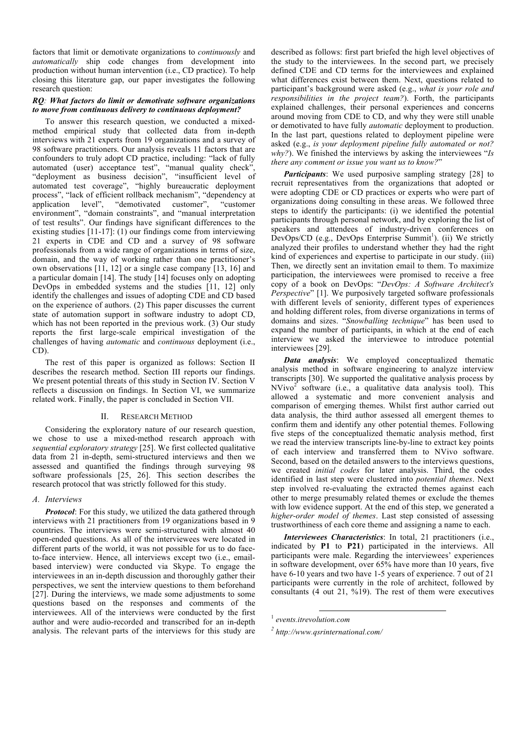factors that limit or demotivate organizations to *continuously* and *automatically* ship code changes from development into production without human intervention (i.e., CD practice). To help closing this literature gap, our paper investigates the following research question:

***RQ**: What factors do limit or demotivate software organizations to move from continuous delivery to continuous deployment?*

To answer this research question, we conducted a mixed-method empirical study that collected data from in-depth interviews with 21 experts from 19 organizations and a survey of 98 software practitioners. Our analysis reveals 11 factors that are confounders to truly adopt CD practice, including: "lack of fully automated (user) acceptance test", "manual quality check", "deployment as business decision", "insufficient level of automated test coverage", "highly bureaucratic deployment process", "lack of efficient rollback mechanism", "dependency at application level", "demotivated customer", "customer environment", "domain constraints", and "manual interpretation of test results". Our findings have significant differences to the existing studies [11-17]: (1) our findings come from interviewing 21 experts in CDE and CD and a survey of 98 software professionals from a wide range of organizations in terms of size, domain, and the way of working rather than one practitioner's own observations [11, 12] or a single case company [13, 16] and a particular domain [14]. The study [14] focuses only on adopting DevOps in embedded systems and the studies [11, 12] only identify the challenges and issues of adopting CDE and CD based on the experience of authors. (2) This paper discusses the current state of automation support in software industry to adopt CD, which has not been reported in the previous work. (3) Our study reports the first large-scale empirical investigation of the challenges of having *automatic* and *continuous* deployment (i.e., CD).

The rest of this paper is organized as follows: Section II describes the research method. Section III reports our findings. We present potential threats of this study in Section IV. Section V reflects a discussion on findings. In Section VI, we summarize related work. Finally, the paper is concluded in Section VII.

## II. Research Method

Considering the exploratory nature of our research question, we chose to use a mixed-method research approach with *sequential exploratory strategy* [25]. We first collected qualitative data from 21 in-depth, semi-structured interviews and then we assessed and quantified the findings through surveying 98 software professionals [25, 26]. This section describes the research protocol that was strictly followed for this study.

### A. Interviews

***Protocol***: For this study, we utilized the data gathered through interviews with 21 practitioners from 19 organizations based in 9 countries. The interviews were semi-structured with almost 40 open-ended questions. As all of the interviewees were located in different parts of the world, it was not possible for us to do face-to-face interview. Hence, all interviews except two (i.e., email-based interview) were conducted via Skype. To engage the interviewees in an in-depth discussion and thoroughly gather their perspectives, we sent the interview questions to them beforehand [27]. During the interviews, we made some adjustments to some questions based on the responses and comments of the interviewees. All of the interviews were conducted by the first author and were audio-recorded and transcribed for an in-depth analysis. The relevant parts of the interviews for this study are described as follows: first part briefed the high level objectives of the study to the interviewees. In the second part, we precisely defined CDE and CD terms for the interviewees and explained what differences exist between them. Next, questions related to participant's background were asked (e.g., *what is your role and responsibilities in the project team?*). Forth, the participants explained challenges, their personal experiences and concerns around moving from CDE to CD, and why they were still unable or demotivated to have fully *automatic* deployment to production. In the last part, questions related to deployment pipeline were asked (e.g., *is your deployment pipeline fully automated or not? why?*). We finished the interviews by asking the interviewees "*Is there any comment or issue you want us to know?*"

***Participants***: We used purposive sampling strategy [28] to recruit representatives from the organizations that adopted or were adopting CDE or CD practices or experts who were part of organizations doing consulting in these areas. We followed three steps to identify the participants: (i) we identified the potential participants through personal network, and by exploring the list of speakers and attendees of industry-driven conferences on DevOps/CD (e.g., DevOps Enterprise Summit[1]). (ii) We strictly analyzed their profiles to understand whether they had the right kind of experiences and expertise to participate in our study. (iii) Then, we directly sent an invitation email to them. To maximize participation, the interviewees were promised to receive a free copy of a book on DevOps: "*DevOps: A Software Architect's Perspective*" [1]. We purposively targeted software professionals with different levels of seniority, different types of experiences and holding different roles, from diverse organizations in terms of domains and sizes. "*Snowballing technique*" has been used to expand the number of participants, in which at the end of each interview we asked the interviewee to introduce potential interviewees [29].

***Data analysis***: We employed conceptualized thematic analysis method in software engineering to analyze interview transcripts [30]. We supported the qualitative analysis process by NVivo[2] software (i.e., a qualitative data analysis tool). This allowed a systematic and more convenient analysis and comparison of emerging themes. Whilst first author carried out data analysis, the third author assessed all emergent themes to confirm them and identify any other potential themes. Following five steps of the conceptualized thematic analysis method, first we read the interview transcripts line-by-line to extract key points of each interview and transferred them to NVivo software. Second, based on the detailed answers to the interviews questions, we created *initial codes* for later analysis. Third, the codes identified in last step were clustered into *potential themes*. Next step involved re-evaluating the extracted themes against each other to merge presumably related themes or exclude the themes with low evidence support. At the end of this step, we generated a *higher-order model of themes*. Last step consisted of assessing trustworthiness of each core theme and assigning a name to each.

***Interviewees Characteristics***: In total, 21 practitioners (i.e., indicated by **P1** to **P21**) participated in the interviews. All participants were male. Regarding the interviewees' experiences in software development, over 65% have more than 10 years, five have 6-10 years and two have 1-5 years of experience. 7 out of 21 participants were currently in the role of architect, followed by consultants (4 out 21, %19). The rest of them were executives

[1] *events.itrevolution.com*

[2] *http://www.qsrinternational.com/*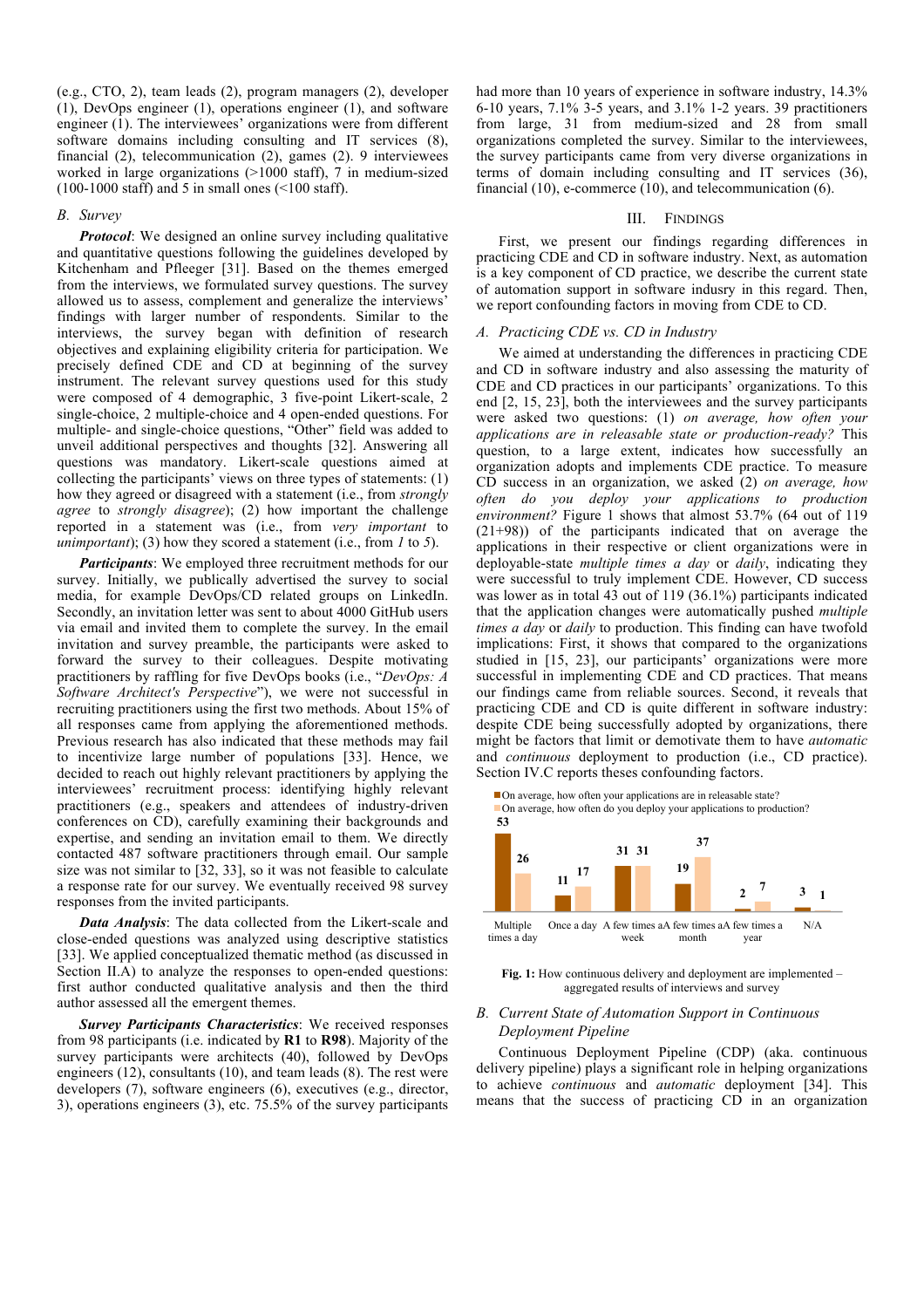(e.g., CTO, 2), team leads (2), program managers (2), developer (1), DevOps engineer (1), operations engineer (1), and software engineer (1). The interviewees' organizations were from different software domains including consulting and IT services (8), financial (2), telecommunication (2), games (2). 9 interviewees worked in large organizations (>1000 staff), 7 in medium-sized (100-1000 staff) and 5 in small ones (<100 staff).

### B. Survey

***Protocol***: We designed an online survey including qualitative and quantitative questions following the guidelines developed by Kitchenham and Pfleeger [31]. Based on the themes emerged from the interviews, we formulated survey questions. The survey allowed us to assess, complement and generalize the interviews' findings with larger number of respondents. Similar to the interviews, the survey began with definition of research objectives and explaining eligibility criteria for participation. We precisely defined CDE and CD at beginning of the survey instrument. The relevant survey questions used for this study were composed of 4 demographic, 3 five-point Likert-scale, 2 single-choice, 2 multiple-choice and 4 open-ended questions. For multiple- and single-choice questions, "Other" field was added to unveil additional perspectives and thoughts [32]. Answering all questions was mandatory. Likert-scale questions aimed at collecting the participants' views on three types of statements: (1) how they agreed or disagreed with a statement (i.e., from *strongly agree* to *strongly disagree*); (2) how important the challenge reported in a statement was (i.e., from *very important* to *unimportant*); (3) how they scored a statement (i.e., from *1* to *5*).

***Participants***: We employed three recruitment methods for our survey. Initially, we publically advertised the survey to social media, for example DevOps/CD related groups on LinkedIn. Secondly, an invitation letter was sent to about 4000 GitHub users via email and invited them to complete the survey. In the email invitation and survey preamble, the participants were asked to forward the survey to their colleagues. Despite motivating practitioners by raffling for five DevOps books (i.e., "*DevOps: A Software Architect's Perspective*"), we were not successful in recruiting practitioners using the first two methods. About 15% of all responses came from applying the aforementioned methods. Previous research has also indicated that these methods may fail to incentivize large number of populations [33]. Hence, we decided to reach out highly relevant practitioners by applying the interviewees' recruitment process: identifying highly relevant practitioners (e.g., speakers and attendees of industry-driven conferences on CD), carefully examining their backgrounds and expertise, and sending an invitation email to them. We directly contacted 487 software practitioners through email. Our sample size was not similar to [32, 33], so it was not feasible to calculate a response rate for our survey. We eventually received 98 survey responses from the invited participants.

***Data Analysis***: The data collected from the Likert-scale and close-ended questions was analyzed using descriptive statistics [33]. We applied conceptualized thematic method (as discussed in Section II.A) to analyze the responses to open-ended questions: first author conducted qualitative analysis and then the third author assessed all the emergent themes.

***Survey Participants Characteristics***: We received responses from 98 participants (i.e. indicated by **R1** to **R98**). Majority of the survey participants were architects (40), followed by DevOps engineers (12), consultants (10), and team leads (8). The rest were developers (7), software engineers (6), executives (e.g., director, 3), operations engineers (3), etc. 75.5% of the survey participants had more than 10 years of experience in software industry, 14.3% 6-10 years, 7.1% 3-5 years, and 3.1% 1-2 years. 39 practitioners from large, 31 from medium-sized and 28 from small organizations completed the survey. Similar to the interviewees, the survey participants came from very diverse organizations in terms of domain including consulting and IT services (36), financial (10), e-commerce (10), and telecommunication (6).

## III. Findings

First, we present our findings regarding differences in practicing CDE and CD in software industry. Next, as automation is a key component of CD practice, we describe the current state of automation support in software indusry in this regard. Then, we report confounding factors in moving from CDE to CD.

### A. Practicing CDE vs. CD in Industry

We aimed at understanding the differences in practicing CDE and CD in software industry and also assessing the maturity of CDE and CD practices in our participants' organizations. To this end [2, 15, 23], both the interviewees and the survey participants were asked two questions: (1) *on average, how often your applications are in releasable state or production-ready?* This question, to a large extent, indicates how successfully an organization adopts and implements CDE practice. To measure CD success in an organization, we asked (2) *on average, how often do you deploy your applications to production environment?* Figure 1 shows that almost 53.7% (64 out of 119 (21+98)) of the participants indicated that on average the applications in their respective or client organizations were in deployable-state *multiple times a day* or *daily*, indicating they were successful to truly implement CDE. However, CD success was lower as in total 43 out of 119 (36.1%) participants indicated that the application changes were automatically pushed *multiple times a day* or *daily* to production. This finding can have twofold implications: First, it shows that compared to the organizations studied in [15, 23], our participants' organizations were more successful in implementing CDE and CD practices. That means our findings came from reliable sources. Second, it reveals that practicing CDE and CD is quite different in software industry: despite CDE being successfully adopted by organizations, there might be factors that limit or demotivate them to have *automatic* and *continuous* deployment to production (i.e., CD practice). Section IV.C reports theses confounding factors.

| | Multiple times a day | Once a day | A few times a week | A few times a month | A few times a year | N/A |
|---|---|---|---|---|---|---|
| On average, how often your applications are in releasable state? | 53 | 11 | 31 | 19 | 2 | 3 |
| On average, how often do you deploy your applications to production? | 26 | 17 | 31 | 37 | 7 | 1 |

**Fig. 1:** How continuous delivery and deployment are implemented – aggregated results of interviews and survey

### B. Current State of Automation Support in Continuous Deployment Pipeline

Continuous Deployment Pipeline (CDP) (aka. continuous delivery pipeline) plays a significant role in helping organizations to achieve *continuous* and *automatic* deployment [34]. This means that the success of practicing CD in an organization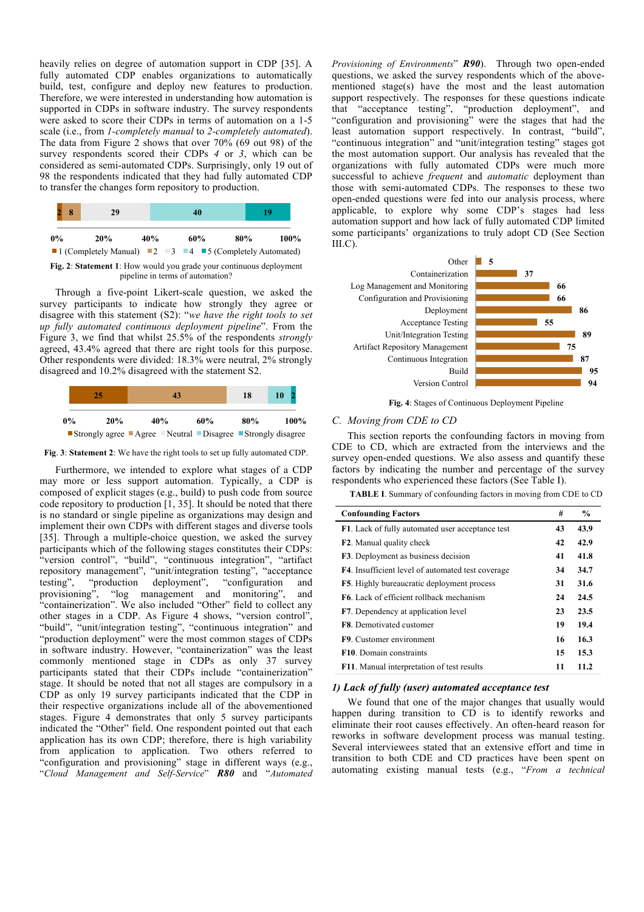heavily relies on degree of automation support in CDP [35]. A fully automated CDP enables organizations to automatically build, test, configure and deploy new features to production. Therefore, we were interested in understanding how automation is supported in CDPs in software industry. The survey respondents were asked to score their CDPs in terms of automation on a 1-5 scale (i.e., from *1-completely manual* to *2-completely automated*). The data from Figure 2 shows that over 70% (69 out 98) of the survey respondents scored their CDPs *4* or *3*, which can be considered as semi-automated CDPs. Surprisingly, only 19 out of 98 the respondents indicated that they had fully automated CDP to transfer the changes form repository to production.

2 | 8 | 29 | 40 | 19

0% 20% 40% 60% 80% 100%

■1 (Completely Manual) ■2 ■3 ■4 ■5 (Completely Automated)

**Fig. 2**: **Statement 1**: How would you grade your continuous deployment pipeline in terms of automation?

Through a five-point Likert-scale question, we asked the survey participants to indicate how strongly they agree or disagree with this statement (S2): "*we have the right tools to set up fully automated continuous deployment pipeline*". From the Figure 3, we find that whilst 25.5% of the respondents *strongly* agreed, 43.4% agreed that there are right tools for this purpose. Other respondents were divided: 18.3% were neutral, 2% strongly disagreed and 10.2% disagreed with the statement S2.

25 | 43 | 18 | 10 | 2

0% 20% 40% 60% 80% 100%

■Strongly agree ■Agree ■Neutral ■Disagree ■Strongly disagree

**Fig**. **3**: **Statement 2**: We have the right tools to set up fully automated CDP.

Furthermore, we intended to explore what stages of a CDP may more or less support automation. Typically, a CDP is composed of explicit stages (e.g., build) to push code from source code repository to production [1, 35]. It should be noted that there is no standard or single pipeline as organizations may design and implement their own CDPs with different stages and diverse tools [35]. Through a multiple-choice question, we asked the survey participants which of the following stages constitutes their CDPs: "version control", "build", "continuous integration", "artifact repository management", "unit/integration testing", "acceptance testing", "production deployment", "configuration and provisioning", "log management and monitoring", and "containerization". We also included "Other" field to collect any other stages in a CDP. As Figure 4 shows, "version control", "build", "unit/integration testing", "continuous integration" and "production deployment" were the most common stages of CDPs in software industry. However, "containerization" was the least commonly mentioned stage in CDPs as only 37 survey participants stated that their CDPs include "containerization" stage. It should be noted that not all stages are compulsory in a CDP as only 19 survey participants indicated that the CDP in their respective organizations include all of the abovementioned stages. Figure 4 demonstrates that only 5 survey participants indicated the "Other" field. One respondent pointed out that each application has its own CDP; therefore, there is high variability from application to application. Two others referred to "configuration and provisioning" stage in different ways (e.g., "*Cloud Management and Self-Service*" ***R80*** and "*Automated Provisioning of Environments*" ***R90***). Through two open-ended questions, we asked the survey respondents which of the above-mentioned stage(s) have the most and the least automation support respectively. The responses for these questions indicate that "acceptance testing", "production deployment", and "configuration and provisioning" were the stages that had the least automation support respectively. In contrast, "build", "continuous integration" and "unit/integration testing" stages got the most automation support. Our analysis has revealed that the organizations with fully automated CDPs were much more successful to achieve *frequent* and *automatic* deployment than those with semi-automated CDPs. The responses to these two open-ended questions were fed into our analysis process, where applicable, to explore why some CDP's stages had less automation support and how lack of fully automated CDP limited some participants' organizations to truly adopt CD (See Section III.C).

| Stage | Count |
|---|---|
| Other | 5 |
| Containerization | 37 |
| Log Management and Monitoring | 66 |
| Configuration and Provisioning | 66 |
| Deployment | 86 |
| Acceptance Testing | 55 |
| Unit/Integration Testing | 89 |
| Artifact Repository Management | 75 |
| Continuous Integration | 87 |
| Build | 95 |
| Version Control | 94 |

**Fig. 4**: Stages of Continuous Deployment Pipeline

### C. *Moving from CDE to CD*

This section reports the confounding factors in moving from CDE to CD, which are extracted from the interviews and the survey open-ended questions. We also assess and quantify these factors by indicating the number and percentage of the survey respondents who experienced these factors (See Table I).

**TABLE I**. Summary of confounding factors in moving from CDE to CD

| Confounding Factors | # | % |
|---|---|---|
| **F1**. Lack of fully automated user acceptance test | 43 | 43.9 |
| **F2**. Manual quality check | 42 | 42.9 |
| **F3**. Deployment as business decision | 41 | 41.8 |
| **F4**. Insufficient level of automated test coverage | 34 | 34.7 |
| **F5**. Highly bureaucratic deployment process | 31 | 31.6 |
| **F6**. Lack of efficient rollback mechanism | 24 | 24.5 |
| **F7**. Dependency at application level | 23 | 23.5 |
| **F8**. Demotivated customer | 19 | 19.4 |
| **F9**. Customer environment | 16 | 16.3 |
| **F10**. Domain constraints | 15 | 15.3 |
| **F11**. Manual interpretation of test results | 11 | 11.2 |

#### *1) Lack of fully (user) automated acceptance test*

We found that one of the major changes that usually would happen during transition to CD is to identify reworks and eliminate their root causes effectively. An often-heard reason for reworks in software development process was manual testing. Several interviewees stated that an extensive effort and time in transition to both CDE and CD practices have been spent on automating existing manual tests (e.g., "*From a technical*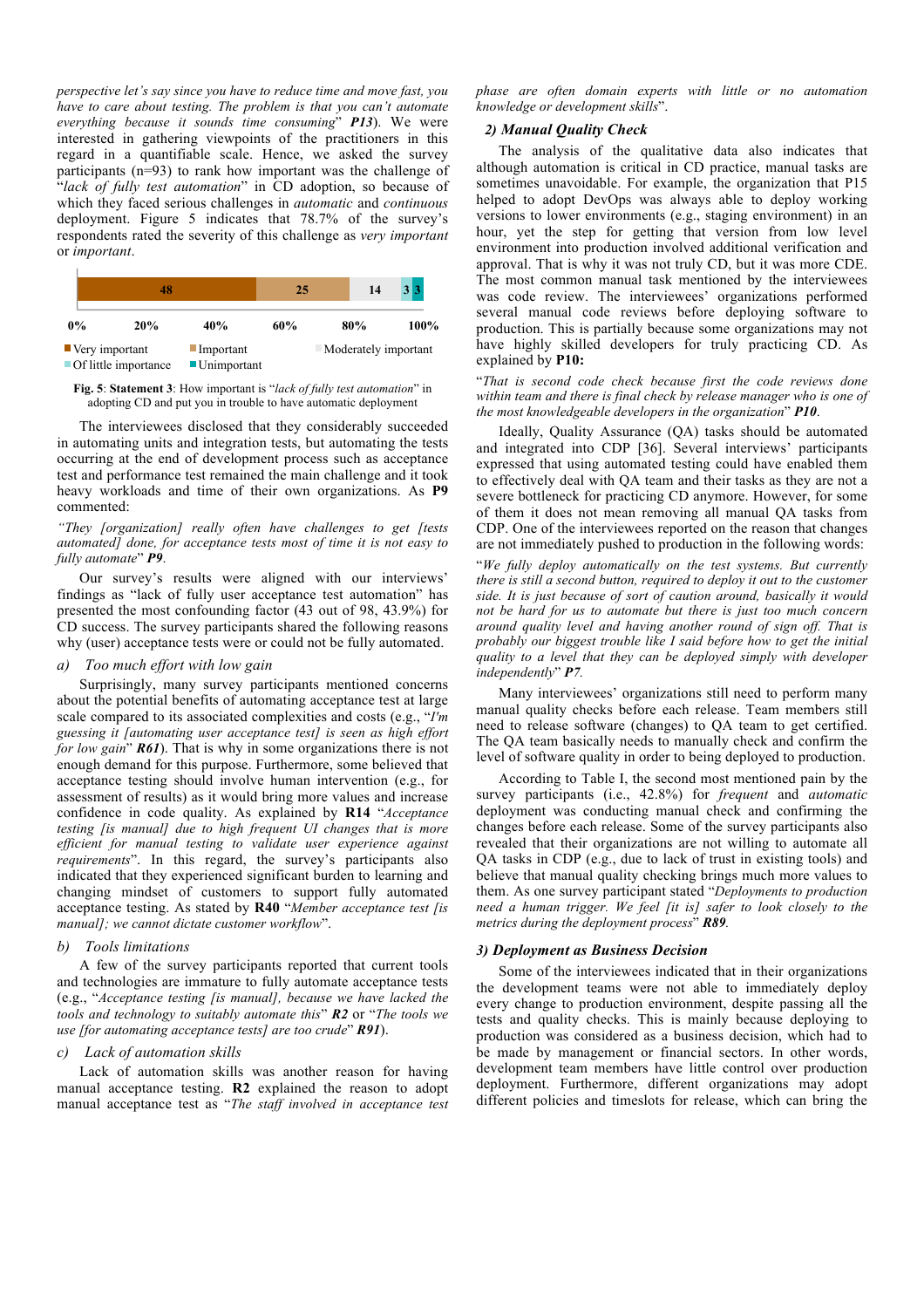*perspective let's say since you have to reduce time and move fast, you have to care about testing. The problem is that you can't automate everything because it sounds time consuming*" ***P13***). We were interested in gathering viewpoints of the practitioners in this regard in a quantifiable scale. Hence, we asked the survey participants (n=93) to rank how important was the challenge of "*lack of fully test automation*" in CD adoption, so because of which they faced serious challenges in *automatic* and *continuous* deployment. Figure 5 indicates that 78.7% of the survey's respondents rated the severity of this challenge as *very important* or *important*.

| Very important | Important | Moderately important | Of little importance | Unimportant |
|---|---|---|---|---|
| 48 | 25 | 14 | 3 | 3 |

**Fig. 5**: **Statement 3**: How important is "*lack of fully test automation*" in adopting CD and put you in trouble to have automatic deployment

The interviewees disclosed that they considerably succeeded in automating units and integration tests, but automating the tests occurring at the end of development process such as acceptance test and performance test remained the main challenge and it took heavy workloads and time of their own organizations. As **P9** commented:

*"They [organization] really often have challenges to get [tests automated] done, for acceptance tests most of time it is not easy to fully automate*" ***P9***.

Our survey's results were aligned with our interviews' findings as "lack of fully user acceptance test automation" has presented the most confounding factor (43 out of 98, 43.9%) for CD success. The survey participants shared the following reasons why (user) acceptance tests were or could not be fully automated.

*a) Too much effort with low gain*

Surprisingly, many survey participants mentioned concerns about the potential benefits of automating acceptance test at large scale compared to its associated complexities and costs (e.g., "*I'm guessing it [automating user acceptance test] is seen as high effort for low gain*" ***R61***). That is why in some organizations there is not enough demand for this purpose. Furthermore, some believed that acceptance testing should involve human intervention (e.g., for assessment of results) as it would bring more values and increase confidence in code quality. As explained by **R14** "*Acceptance testing [is manual] due to high frequent UI changes that is more efficient for manual testing to validate user experience against requirements*". In this regard, the survey's participants also indicated that they experienced significant burden to learning and changing mindset of customers to support fully automated acceptance testing. As stated by **R40** "*Member acceptance test [is manual]; we cannot dictate customer workflow*".

*b) Tools limitations*

A few of the survey participants reported that current tools and technologies are immature to fully automate acceptance tests (e.g., "*Acceptance testing [is manual], because we have lacked the tools and technology to suitably automate this*" ***R2*** or "*The tools we use [for automating acceptance tests] are too crude*" ***R91***).

*c) Lack of automation skills*

Lack of automation skills was another reason for having manual acceptance testing. **R2** explained the reason to adopt manual acceptance test as "*The staff involved in acceptance test phase are often domain experts with little or no automation knowledge or development skills*".

### *2) Manual Quality Check*

The analysis of the qualitative data also indicates that although automation is critical in CD practice, manual tasks are sometimes unavoidable. For example, the organization that P15 helped to adopt DevOps was always able to deploy working versions to lower environments (e.g., staging environment) in an hour, yet the step for getting that version from low level environment into production involved additional verification and approval. That is why it was not truly CD, but it was more CDE. The most common manual task mentioned by the interviewees was code review. The interviewees' organizations performed several manual code reviews before deploying software to production. This is partially because some organizations may not have highly skilled developers for truly practicing CD. As explained by **P10:**

"*That is second code check because first the code reviews done within team and there is final check by release manager who is one of the most knowledgeable developers in the organization*" ***P10***.

Ideally, Quality Assurance (QA) tasks should be automated and integrated into CDP [36]. Several interviews' participants expressed that using automated testing could have enabled them to effectively deal with QA team and their tasks as they are not a severe bottleneck for practicing CD anymore. However, for some of them it does not mean removing all manual QA tasks from CDP. One of the interviewees reported on the reason that changes are not immediately pushed to production in the following words:

"*We fully deploy automatically on the test systems. But currently there is still a second button, required to deploy it out to the customer side. It is just because of sort of caution around, basically it would not be hard for us to automate but there is just too much concern around quality level and having another round of sign off. That is probably our biggest trouble like I said before how to get the initial quality to a level that they can be deployed simply with developer independently*" ***P7***.

Many interviewees' organizations still need to perform many manual quality checks before each release. Team members still need to release software (changes) to QA team to get certified. The QA team basically needs to manually check and confirm the level of software quality in order to being deployed to production.

According to Table I, the second most mentioned pain by the survey participants (i.e., 42.8%) for *frequent* and *automatic* deployment was conducting manual check and confirming the changes before each release. Some of the survey participants also revealed that their organizations are not willing to automate all QA tasks in CDP (e.g., due to lack of trust in existing tools) and believe that manual quality checking brings much more values to them. As one survey participant stated "*Deployments to production need a human trigger. We feel [it is] safer to look closely to the metrics during the deployment process*" ***R89***.

### *3) Deployment as Business Decision*

Some of the interviewees indicated that in their organizations the development teams were not able to immediately deploy every change to production environment, despite passing all the tests and quality checks. This is mainly because deploying to production was considered as a business decision, which had to be made by management or financial sectors. In other words, development team members have little control over production deployment. Furthermore, different organizations may adopt different policies and timeslots for release, which can bring the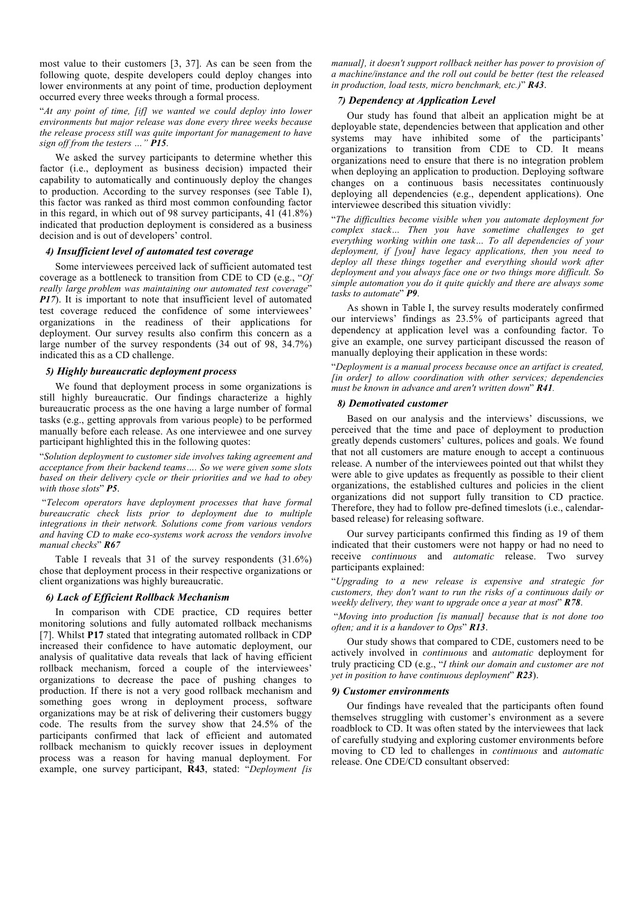most value to their customers [3, 37]. As can be seen from the following quote, despite developers could deploy changes into lower environments at any point of time, production deployment occurred every three weeks through a formal process.

"*At any point of time, [if] we wanted we could deploy into lower environments but major release was done every three weeks because the release process still was quite important for management to have sign off from the testers …" **P15**.*

We asked the survey participants to determine whether this factor (i.e., deployment as business decision) impacted their capability to automatically and continuously deploy the changes to production. According to the survey responses (see Table I), this factor was ranked as third most common confounding factor in this regard, in which out of 98 survey participants, 41 (41.8%) indicated that production deployment is considered as a business decision and is out of developers' control.

### *4) Insufficient level of automated test coverage*

Some interviewees perceived lack of sufficient automated test coverage as a bottleneck to transition from CDE to CD (e.g., "*Of really large problem was maintaining our automated test coverage*" ***P17***). It is important to note that insufficient level of automated test coverage reduced the confidence of some interviewees' organizations in the readiness of their applications for deployment. Our survey results also confirm this concern as a large number of the survey respondents (34 out of 98, 34.7%) indicated this as a CD challenge.

### *5) Highly bureaucratic deployment process*

We found that deployment process in some organizations is still highly bureaucratic. Our findings characterize a highly bureaucratic process as the one having a large number of formal tasks (e.g., getting approvals from various people) to be performed manually before each release. As one interviewee and one survey participant highlighted this in the following quotes:

"*Solution deployment to customer side involves taking agreement and acceptance from their backend teams…. So we were given some slots based on their delivery cycle or their priorities and we had to obey with those slots*" ***P5***.

"*Telecom operators have deployment processes that have formal bureaucratic check lists prior to deployment due to multiple integrations in their network. Solutions come from various vendors and having CD to make eco-systems work across the vendors involve manual checks*" ***R67***

Table I reveals that 31 of the survey respondents (31.6%) chose that deployment process in their respective organizations or client organizations was highly bureaucratic.

### *6) Lack of Efficient Rollback Mechanism*

In comparison with CDE practice, CD requires better monitoring solutions and fully automated rollback mechanisms [7]. Whilst **P17** stated that integrating automated rollback in CDP increased their confidence to have automatic deployment, our analysis of qualitative data reveals that lack of having efficient rollback mechanism, forced a couple of the interviewees' organizations to decrease the pace of pushing changes to production. If there is not a very good rollback mechanism and something goes wrong in deployment process, software organizations may be at risk of delivering their customers buggy code. The results from the survey show that 24.5% of the participants confirmed that lack of efficient and automated rollback mechanism to quickly recover issues in deployment process was a reason for having manual deployment. For example, one survey participant, **R43**, stated: "*Deployment [is manual], it doesn't support rollback neither has power to provision of a machine/instance and the roll out could be better (test the released in production, load tests, micro benchmark, etc.)*" ***R43***.

### *7) Dependency at Application Level*

Our study has found that albeit an application might be at deployable state, dependencies between that application and other systems may have inhibited some of the participants' organizations to transition from CDE to CD. It means organizations need to ensure that there is no integration problem when deploying an application to production. Deploying software changes on a continuous basis necessitates continuously deploying all dependencies (e.g., dependent applications). One interviewee described this situation vividly:

"*The difficulties become visible when you automate deployment for complex stack… Then you have sometime challenges to get everything working within one task… To all dependencies of your deployment, if [you] have legacy applications, then you need to deploy all these things together and everything should work after deployment and you always face one or two things more difficult. So simple automation you do it quite quickly and there are always some tasks to automate*" ***P9***.

As shown in Table I, the survey results moderately confirmed our interviews' findings as 23.5% of participants agreed that dependency at application level was a confounding factor. To give an example, one survey participant discussed the reason of manually deploying their application in these words:

"*Deployment is a manual process because once an artifact is created, [in order] to allow coordination with other services; dependencies must be known in advance and aren't written down*" ***R41***.

### *8) Demotivated customer*

Based on our analysis and the interviews' discussions, we perceived that the time and pace of deployment to production greatly depends customers' cultures, polices and goals. We found that not all customers are mature enough to accept a continuous release. A number of the interviewees pointed out that whilst they were able to give updates as frequently as possible to their client organizations, the established cultures and policies in the client organizations did not support fully transition to CD practice. Therefore, they had to follow pre-defined timeslots (i.e., calendar-based release) for releasing software.

Our survey participants confirmed this finding as 19 of them indicated that their customers were not happy or had no need to receive *continuous* and *automatic* release. Two survey participants explained:

"*Upgrading to a new release is expensive and strategic for customers, they don't want to run the risks of a continuous daily or weekly delivery, they want to upgrade once a year at most*" ***R78***.

"*Moving into production [is manual] because that is not done too often; and it is a handover to Ops*" ***R13***.

Our study shows that compared to CDE, customers need to be actively involved in *continuous* and *automatic* deployment for truly practicing CD (e.g., "*I think our domain and customer are not yet in position to have continuous deployment*" ***R23***).

### *9) Customer environments*

Our findings have revealed that the participants often found themselves struggling with customer's environment as a severe roadblock to CD. It was often stated by the interviewees that lack of carefully studying and exploring customer environments before moving to CD led to challenges in *continuous* and *automatic* release. One CDE/CD consultant observed: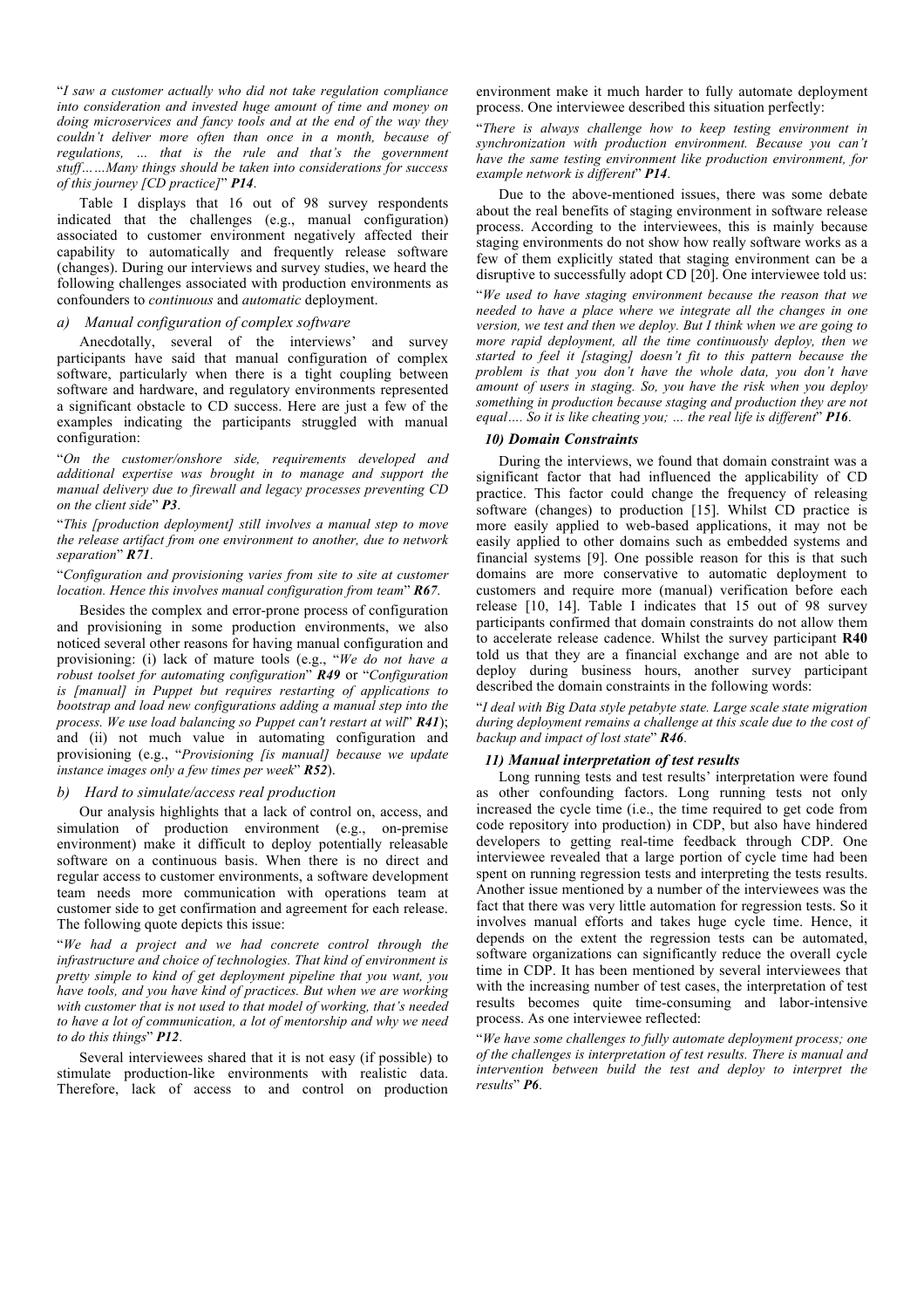"*I saw a customer actually who did not take regulation compliance into consideration and invested huge amount of time and money on doing microservices and fancy tools and at the end of the way they couldn't deliver more often than once in a month, because of regulations, … that is the rule and that's the government stuff……Many things should be taken into considerations for success of this journey [CD practice]*" ***P14***.

Table I displays that 16 out of 98 survey respondents indicated that the challenges (e.g., manual configuration) associated to customer environment negatively affected their capability to automatically and frequently release software (changes). During our interviews and survey studies, we heard the following challenges associated with production environments as confounders to *continuous* and *automatic* deployment.

*a) Manual configuration of complex software*

Anecdotally, several of the interviews' and survey participants have said that manual configuration of complex software, particularly when there is a tight coupling between software and hardware, and regulatory environments represented a significant obstacle to CD success. Here are just a few of the examples indicating the participants struggled with manual configuration:

"*On the customer/onshore side, requirements developed and additional expertise was brought in to manage and support the manual delivery due to firewall and legacy processes preventing CD on the client side*" ***P3***.

"*This [production deployment] still involves a manual step to move the release artifact from one environment to another, due to network separation*" ***R71***.

"*Configuration and provisioning varies from site to site at customer location. Hence this involves manual configuration from team*" ***R67***.

Besides the complex and error-prone process of configuration and provisioning in some production environments, we also noticed several other reasons for having manual configuration and provisioning: (i) lack of mature tools (e.g., "*We do not have a robust toolset for automating configuration*" ***R49*** or "*Configuration is [manual] in Puppet but requires restarting of applications to bootstrap and load new configurations adding a manual step into the process. We use load balancing so Puppet can't restart at will*" ***R41***); and (ii) not much value in automating configuration and provisioning (e.g., "*Provisioning [is manual] because we update instance images only a few times per week*" ***R52***).

*b) Hard to simulate/access real production*

Our analysis highlights that a lack of control on, access, and simulation of production environment (e.g., on-premise environment) make it difficult to deploy potentially releasable software on a continuous basis. When there is no direct and regular access to customer environments, a software development team needs more communication with operations team at customer side to get confirmation and agreement for each release. The following quote depicts this issue:

"*We had a project and we had concrete control through the infrastructure and choice of technologies. That kind of environment is pretty simple to kind of get deployment pipeline that you want, you have tools, and you have kind of practices. But when we are working with customer that is not used to that model of working, that's needed to have a lot of communication, a lot of mentorship and why we need to do this things*" ***P12***.

Several interviewees shared that it is not easy (if possible) to stimulate production-like environments with realistic data. Therefore, lack of access to and control on production environment make it much harder to fully automate deployment process. One interviewee described this situation perfectly:

"*There is always challenge how to keep testing environment in synchronization with production environment. Because you can't have the same testing environment like production environment, for example network is different*" ***P14***.

Due to the above-mentioned issues, there was some debate about the real benefits of staging environment in software release process. According to the interviewees, this is mainly because staging environments do not show how really software works as a few of them explicitly stated that staging environment can be a disruptive to successfully adopt CD [20]. One interviewee told us:

"*We used to have staging environment because the reason that we needed to have a place where we integrate all the changes in one version, we test and then we deploy. But I think when we are going to more rapid deployment, all the time continuously deploy, then we started to feel it [staging] doesn't fit to this pattern because the problem is that you don't have the whole data, you don't have amount of users in staging. So, you have the risk when you deploy something in production because staging and production they are not equal…. So it is like cheating you; … the real life is different*" ***P16***.

### *10) Domain Constraints*

During the interviews, we found that domain constraint was a significant factor that had influenced the applicability of CD practice. This factor could change the frequency of releasing software (changes) to production [15]. Whilst CD practice is more easily applied to web-based applications, it may not be easily applied to other domains such as embedded systems and financial systems [9]. One possible reason for this is that such domains are more conservative to automatic deployment to customers and require more (manual) verification before each release [10, 14]. Table I indicates that 15 out of 98 survey participants confirmed that domain constraints do not allow them to accelerate release cadence. Whilst the survey participant **R40** told us that they are a financial exchange and are not able to deploy during business hours, another survey participant described the domain constraints in the following words:

"*I deal with Big Data style petabyte state. Large scale state migration during deployment remains a challenge at this scale due to the cost of backup and impact of lost state*" ***R46***.

### *11) Manual interpretation of test results*

Long running tests and test results' interpretation were found as other confounding factors. Long running tests not only increased the cycle time (i.e., the time required to get code from code repository into production) in CDP, but also have hindered developers to getting real-time feedback through CDP. One interviewee revealed that a large portion of cycle time had been spent on running regression tests and interpreting the tests results. Another issue mentioned by a number of the interviewees was the fact that there was very little automation for regression tests. So it involves manual efforts and takes huge cycle time. Hence, it depends on the extent the regression tests can be automated, software organizations can significantly reduce the overall cycle time in CDP. It has been mentioned by several interviewees that with the increasing number of test cases, the interpretation of test results becomes quite time-consuming and labor-intensive process. As one interviewee reflected:

"*We have some challenges to fully automate deployment process; one of the challenges is interpretation of test results. There is manual and intervention between build the test and deploy to interpret the results*" ***P6***.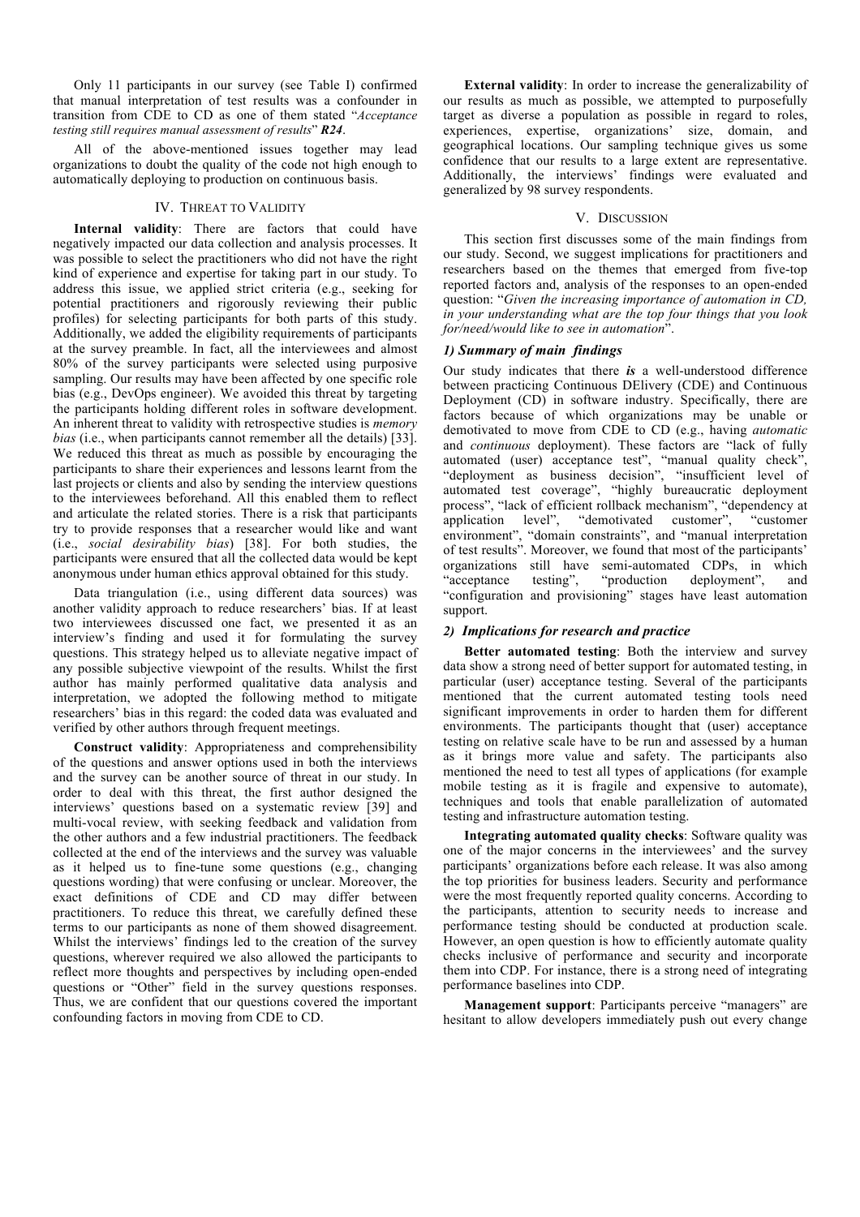Only 11 participants in our survey (see Table I) confirmed that manual interpretation of test results was a confounder in transition from CDE to CD as one of them stated "*Acceptance testing still requires manual assessment of results*" ***R24***.

All of the above-mentioned issues together may lead organizations to doubt the quality of the code not high enough to automatically deploying to production on continuous basis.

## IV. Threat to Validity

**Internal validity**: There are factors that could have negatively impacted our data collection and analysis processes. It was possible to select the practitioners who did not have the right kind of experience and expertise for taking part in our study. To address this issue, we applied strict criteria (e.g., seeking for potential practitioners and rigorously reviewing their public profiles) for selecting participants for both parts of this study. Additionally, we added the eligibility requirements of participants at the survey preamble. In fact, all the interviewees and almost 80% of the survey participants were selected using purposive sampling. Our results may have been affected by one specific role bias (e.g., DevOps engineer). We avoided this threat by targeting the participants holding different roles in software development. An inherent threat to validity with retrospective studies is *memory bias* (i.e., when participants cannot remember all the details) [33]. We reduced this threat as much as possible by encouraging the participants to share their experiences and lessons learnt from the last projects or clients and also by sending the interview questions to the interviewees beforehand. All this enabled them to reflect and articulate the related stories. There is a risk that participants try to provide responses that a researcher would like and want (i.e., *social desirability bias*) [38]. For both studies, the participants were ensured that all the collected data would be kept anonymous under human ethics approval obtained for this study.

Data triangulation (i.e., using different data sources) was another validity approach to reduce researchers' bias. If at least two interviewees discussed one fact, we presented it as an interview's finding and used it for formulating the survey questions. This strategy helped us to alleviate negative impact of any possible subjective viewpoint of the results. Whilst the first author has mainly performed qualitative data analysis and interpretation, we adopted the following method to mitigate researchers' bias in this regard: the coded data was evaluated and verified by other authors through frequent meetings.

**Construct validity**: Appropriateness and comprehensibility of the questions and answer options used in both the interviews and the survey can be another source of threat in our study. In order to deal with this threat, the first author designed the interviews' questions based on a systematic review [39] and multi-vocal review, with seeking feedback and validation from the other authors and a few industrial practitioners. The feedback collected at the end of the interviews and the survey was valuable as it helped us to fine-tune some questions (e.g., changing questions wording) that were confusing or unclear. Moreover, the exact definitions of CDE and CD may differ between practitioners. To reduce this threat, we carefully defined these terms to our participants as none of them showed disagreement. Whilst the interviews' findings led to the creation of the survey questions, wherever required we also allowed the participants to reflect more thoughts and perspectives by including open-ended questions or "Other" field in the survey questions responses. Thus, we are confident that our questions covered the important confounding factors in moving from CDE to CD.

**External validity**: In order to increase the generalizability of our results as much as possible, we attempted to purposefully target as diverse a population as possible in regard to roles, experiences, expertise, organizations' size, domain, and geographical locations. Our sampling technique gives us some confidence that our results to a large extent are representative. Additionally, the interviews' findings were evaluated and generalized by 98 survey respondents.

## V. Discussion

This section first discusses some of the main findings from our study. Second, we suggest implications for practitioners and researchers based on the themes that emerged from five-top reported factors and, analysis of the responses to an open-ended question: "*Given the increasing importance of automation in CD, in your understanding what are the top four things that you look for/need/would like to see in automation*".

### *1) Summary of main findings*

Our study indicates that there ***is*** a well-understood difference between practicing Continuous DElivery (CDE) and Continuous Deployment (CD) in software industry. Specifically, there are factors because of which organizations may be unable or demotivated to move from CDE to CD (e.g., having *automatic* and *continuous* deployment). These factors are "lack of fully automated (user) acceptance test", "manual quality check", "deployment as business decision", "insufficient level of automated test coverage", "highly bureaucratic deployment process", "lack of efficient rollback mechanism", "dependency at application level", "demotivated customer", "customer environment", "domain constraints", and "manual interpretation of test results". Moreover, we found that most of the participants' organizations still have semi-automated CDPs, in which "acceptance testing", "production deployment", and "configuration and provisioning" stages have least automation support.

### *2) Implications for research and practice*

**Better automated testing**: Both the interview and survey data show a strong need of better support for automated testing, in particular (user) acceptance testing. Several of the participants mentioned that the current automated testing tools need significant improvements in order to harden them for different environments. The participants thought that (user) acceptance testing on relative scale have to be run and assessed by a human as it brings more value and safety. The participants also mentioned the need to test all types of applications (for example mobile testing as it is fragile and expensive to automate), techniques and tools that enable parallelization of automated testing and infrastructure automation testing.

**Integrating automated quality checks**: Software quality was one of the major concerns in the interviewees' and the survey participants' organizations before each release. It was also among the top priorities for business leaders. Security and performance were the most frequently reported quality concerns. According to the participants, attention to security needs to increase and performance testing should be conducted at production scale. However, an open question is how to efficiently automate quality checks inclusive of performance and security and incorporate them into CDP. For instance, there is a strong need of integrating performance baselines into CDP.

**Management support**: Participants perceive "managers" are hesitant to allow developers immediately push out every change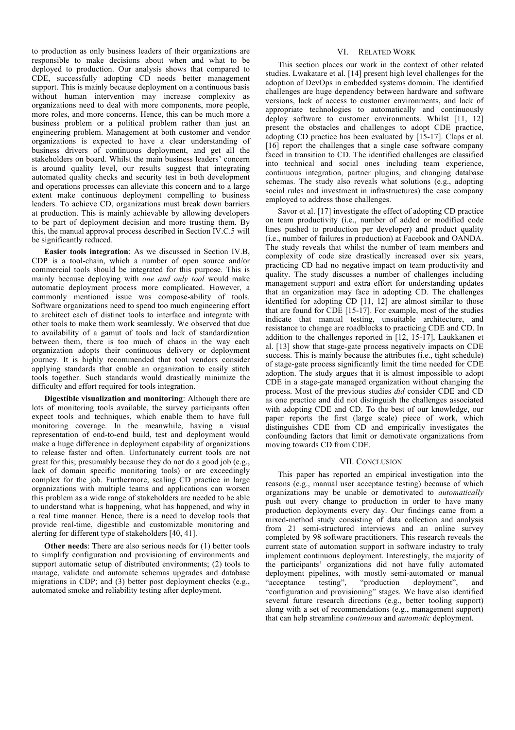to production as only business leaders of their organizations are responsible to make decisions about when and what to be deployed to production. Our analysis shows that compared to CDE, successfully adopting CD needs better management support. This is mainly because deployment on a continuous basis without human intervention may increase complexity as organizations need to deal with more components, more people, more roles, and more concerns. Hence, this can be much more a business problem or a political problem rather than just an engineering problem. Management at both customer and vendor organizations is expected to have a clear understanding of business drivers of continuous deployment, and get all the stakeholders on board. Whilst the main business leaders' concern is around quality level, our results suggest that integrating automated quality checks and security test in both development and operations processes can alleviate this concern and to a large extent make continuous deployment compelling to business leaders. To achieve CD, organizations must break down barriers at production. This is mainly achievable by allowing developers to be part of deployment decision and more trusting them. By this, the manual approval process described in Section IV.C.5 will be significantly reduced.

**Easier tools integration**: As we discussed in Section IV.B, CDP is a tool-chain, which a number of open source and/or commercial tools should be integrated for this purpose. This is mainly because deploying with *one and only tool* would make automatic deployment process more complicated. However, a commonly mentioned issue was compose-ability of tools. Software organizations need to spend too much engineering effort to architect each of distinct tools to interface and integrate with other tools to make them work seamlessly. We observed that due to availability of a gamut of tools and lack of standardization between them, there is too much of chaos in the way each organization adopts their continuous delivery or deployment journey. It is highly recommended that tool vendors consider applying standards that enable an organization to easily stitch tools together. Such standards would drastically minimize the difficulty and effort required for tools integration.

**Digestible visualization and monitoring**: Although there are lots of monitoring tools available, the survey participants often expect tools and techniques, which enable them to have full monitoring coverage. In the meanwhile, having a visual representation of end-to-end build, test and deployment would make a huge difference in deployment capability of organizations to release faster and often. Unfortunately current tools are not great for this; presumably because they do not do a good job (e.g., lack of domain specific monitoring tools) or are exceedingly complex for the job. Furthermore, scaling CD practice in large organizations with multiple teams and applications can worsen this problem as a wide range of stakeholders are needed to be able to understand what is happening, what has happened, and why in a real time manner. Hence, there is a need to develop tools that provide real-time, digestible and customizable monitoring and alerting for different type of stakeholders [40, 41].

**Other needs**: There are also serious needs for (1) better tools to simplify configuration and provisioning of environments and support automatic setup of distributed environments; (2) tools to manage, validate and automate schemas upgrades and database migrations in CDP; and (3) better post deployment checks (e.g., automated smoke and reliability testing after deployment.

## VI. Related Work

This section places our work in the context of other related studies. Lwakatare et al. [14] present high level challenges for the adoption of DevOps in embedded systems domain. The identified challenges are huge dependency between hardware and software versions, lack of access to customer environments, and lack of appropriate technologies to automatically and continuously deploy software to customer environments. Whilst [11, 12] present the obstacles and challenges to adopt CDE practice, adopting CD practice has been evaluated by [15-17]. Claps et al. [16] report the challenges that a single case software company faced in transition to CD. The identified challenges are classified into technical and social ones including team experience, continuous integration, partner plugins, and changing database schemas. The study also reveals what solutions (e.g., adopting social rules and investment in infrastructures) the case company employed to address those challenges.

Savor et al. [17] investigate the effect of adopting CD practice on team productivity (i.e., number of added or modified code lines pushed to production per developer) and product quality (i.e., number of failures in production) at Facebook and OANDA. The study reveals that whilst the number of team members and complexity of code size drastically increased over six years, practicing CD had no negative impact on team productivity and quality. The study discusses a number of challenges including management support and extra effort for understanding updates that an organization may face in adopting CD. The challenges identified for adopting CD [11, 12] are almost similar to those that are found for CDE [15-17]. For example, most of the studies indicate that manual testing, unsuitable architecture, and resistance to change are roadblocks to practicing CDE and CD. In addition to the challenges reported in [12, 15-17], Laukkanen et al. [13] show that stage-gate process negatively impacts on CDE success. This is mainly because the attributes (i.e., tight schedule) of stage-gate process significantly limit the time needed for CDE adoption. The study argues that it is almost impossible to adopt CDE in a stage-gate managed organization without changing the process. Most of the previous studies *did* consider CDE and CD as one practice and did not distinguish the challenges associated with adopting CDE and CD. To the best of our knowledge, our paper reports the first (large scale) piece of work, which distinguishes CDE from CD and empirically investigates the confounding factors that limit or demotivate organizations from moving towards CD from CDE.

## VII. Conclusion

This paper has reported an empirical investigation into the reasons (e.g., manual user acceptance testing) because of which organizations may be unable or demotivated to *automatically* push out every change to production in order to have many production deployments every day. Our findings came from a mixed-method study consisting of data collection and analysis from 21 semi-structured interviews and an online survey completed by 98 software practitioners. This research reveals the current state of automation support in software industry to truly implement continuous deployment. Interestingly, the majority of the participants' organizations did not have fully automated deployment pipelines, with mostly semi-automated or manual "acceptance testing", "production deployment", and "configuration and provisioning" stages. We have also identified several future research directions (e.g., better tooling support) along with a set of recommendations (e.g., management support) that can help streamline *continuous* and *automatic* deployment.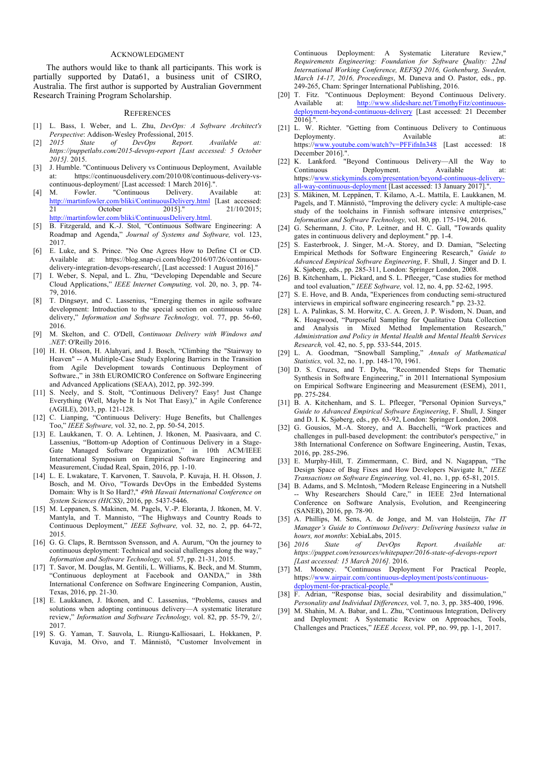## ACKNOWLEDGMENT

The authors would like to thank all participants. This work is partially supported by Data61, a business unit of CSIRO, Australia. The first author is supported by Australian Government Research Training Program Scholarship.

## REFERENCES

[1] L. Bass, I. Weber, and L. Zhu, *DevOps: A Software Architect's Perspective*: Addison-Wesley Professional, 2015.

[2] *2015 State of DevOps Report. Available at: https://puppetlabs.com/2015-devops-report [Last accessed: 5 October 2015].* 2015.

[3] J. Humble. "Continuous Delivery vs Continuous Deployment, Available at: https://continuousdelivery.com/2010/08/continuous-delivery-vs-continuous-deployment/ [Last accessed: 1 March 2016].".

[4] M. Fowler. "Continuous Delivery. Available at: http://martinfowler.com/bliki/ContinuousDelivery.html [Last accessed: 21 October 2015]." 21/10/2015; http://martinfowler.com/bliki/ContinuousDelivery.html.

[5] B. Fitzgerald, and K.-J. Stol, "Continuous Software Engineering: A Roadmap and Agenda," *Journal of Systems and Software,* vol. 123, 2017.

[6] E. Luke, and S. Prince. "No One Agrees How to Define CI or CD. Available at: https://blog.snap-ci.com/blog/2016/07/26/continuous-delivery-integration-devops-research/, [Last accessed: 1 August 2016]."

[7] I. Weber, S. Nepal, and L. Zhu, "Developing Dependable and Secure Cloud Applications," *IEEE Internet Computing,* vol. 20, no. 3, pp. 74-79, 2016.

[8] T. Dingsøyr, and C. Lassenius, "Emerging themes in agile software development: Introduction to the special section on continuous value delivery," *Information and Software Technology,* vol. 77, pp. 56-60, 2016.

[9] M. Skelton, and C. O'Dell, *Continuous Delivery with Windows and .NET*: O'Reilly 2016.

[10] H. H. Olsson, H. Alahyari, and J. Bosch, "Climbing the "Stairway to Heaven" -- A Mulitiple-Case Study Exploring Barriers in the Transition from Agile Development towards Continuous Deployment of Software.," in 38th EUROMICRO Conference on Software Engineering and Advanced Applications (SEAA), 2012, pp. 392-399.

[11] S. Neely, and S. Stolt, "Continuous Delivery? Easy! Just Change Everything (Well, Maybe It Is Not That Easy)," in Agile Conference (AGILE), 2013, pp. 121-128.

[12] C. Lianping, "Continuous Delivery: Huge Benefits, but Challenges Too," *IEEE Software,* vol. 32, no. 2, pp. 50-54, 2015.

[13] E. Laukkanen, T. O. A. Lehtinen, J. Itkonen, M. Paasivaara, and C. Lassenius, "Bottom-up Adoption of Continuous Delivery in a Stage-Gate Managed Software Organization," in 10th ACM/IEEE International Symposium on Empirical Software Engineering and Measurement, Ciudad Real, Spain, 2016, pp. 1-10.

[14] L. E. Lwakatare, T. Karvonen, T. Sauvola, P. Kuvaja, H. H. Olsson, J. Bosch, and M. Oivo, "Towards DevOps in the Embedded Systems Domain: Why is It So Hard?," *49th Hawaii International Conference on System Sciences (HICSS)*, 2016, pp. 5437-5446.

[15] M. Leppanen, S. Makinen, M. Pagels, V.-P. Eloranta, J. Itkonen, M. V. Mantyla, and T. Mannisto, "The Highways and Country Roads to Continuous Deployment," *IEEE Software,* vol. 32, no. 2, pp. 64-72, 2015.

[16] G. G. Claps, R. Berntsson Svensson, and A. Aurum, "On the journey to continuous deployment: Technical and social challenges along the way," *Information and Software Technology,* vol. 57, pp. 21-31, 2015.

[17] T. Savor, M. Douglas, M. Gentili, L. Williams, K. Beck, and M. Stumm, "Continuous deployment at Facebook and OANDA," in 38th International Conference on Software Engineering Companion, Austin, Texas, 2016, pp. 21-30.

[18] E. Laukkanen, J. Itkonen, and C. Lassenius, "Problems, causes and solutions when adopting continuous delivery—A systematic literature review," *Information and Software Technology,* vol. 82, pp. 55-79, 2//, 2017.

[19] S. G. Yaman, T. Sauvola, L. Riungu-Kalliosaari, L. Hokkanen, P. Kuvaja, M. Oivo, and T. Männistö, "Customer Involvement in Continuous Deployment: A Systematic Literature Review," *Requirements Engineering: Foundation for Software Quality: 22nd International Working Conference, REFSQ 2016, Gothenburg, Sweden, March 14-17, 2016, Proceedings*, M. Daneva and O. Pastor, eds., pp. 249-265, Cham: Springer International Publishing, 2016.

[20] T. Fitz. "Continuous Deployment: Beyond Continuous Delivery. Available at: http://www.slideshare.net/TimothyFitz/continuous-deployment-beyond-continuous-delivery [Last accessed: 21 December 2016].".

[21] L. W. Richter. "Getting from Continuous Delivery to Continuous Deploymenty. Available at: https://www.youtube.com/watch?v=PFFifnIn348 [Last accessed: 18 December 2016].".

[22] K. Lankford. "Beyond Continuous Delivery—All the Way to Continuous Deployment. Available at: https://www.stickyminds.com/presentation/beyond-continuous-delivery-all-way-continuous-deployment [Last accessed: 13 January 2017].".

[23] S. Mäkinen, M. Leppänen, T. Kilamo, A.-L. Mattila, E. Laukkanen, M. Pagels, and T. Männistö, "Improving the delivery cycle: A multiple-case study of the toolchains in Finnish software intensive enterprises," *Information and Software Technology,* vol. 80, pp. 175-194, 2016.

[24] G. Schermann, J. Cito, P. Leitner, and H. C. Gall, "Towards quality gates in continuous delivery and deployment." pp. 1-4.

[25] S. Easterbrook, J. Singer, M.-A. Storey, and D. Damian, "Selecting Empirical Methods for Software Engineering Research," *Guide to Advanced Empirical Software Engineering*, F. Shull, J. Singer and D. I. K. Sjøberg, eds., pp. 285-311, London: Springer London, 2008.

[26] B. Kitchenham, L. Pickard, and S. L. Pfleeger, "Case studies for method and tool evaluation," *IEEE Software,* vol. 12, no. 4, pp. 52-62, 1995.

[27] S. E. Hove, and B. Anda, "Experiences from conducting semi-structured interviews in empirical software engineering research." pp. 23-32.

[28] L. A. Palinkas, S. M. Horwitz, C. A. Green, J. P. Wisdom, N. Duan, and K. Hoagwood, "Purposeful Sampling for Qualitative Data Collection and Analysis in Mixed Method Implementation Research," *Administration and Policy in Mental Health and Mental Health Services Research,* vol. 42, no. 5, pp. 533-544, 2015.

[29] L. A. Goodman, "Snowball Sampling," *Annals of Mathematical Statistics,* vol. 32, no. 1, pp. 148-170, 1961.

[30] D. S. Cruzes, and T. Dyba, "Recommended Steps for Thematic Synthesis in Software Engineering," in 2011 International Symposium on Empirical Software Engineering and Measurement (ESEM), 2011, pp. 275-284.

[31] B. A. Kitchenham, and S. L. Pfleeger, "Personal Opinion Surveys," *Guide to Advanced Empirical Software Engineering*, F. Shull, J. Singer and D. I. K. Sjøberg, eds., pp. 63-92, London: Springer London, 2008.

[32] G. Gousios, M.-A. Storey, and A. Bacchelli, "Work practices and challenges in pull-based development: the contributor's perspective," in 38th International Conference on Software Engineering, Austin, Texas, 2016, pp. 285-296.

[33] E. Murphy-Hill, T. Zimmermann, C. Bird, and N. Nagappan, "The Design Space of Bug Fixes and How Developers Navigate It," *IEEE Transactions on Software Engineering,* vol. 41, no. 1, pp. 65-81, 2015.

[34] B. Adams, and S. McIntosh, "Modern Release Engineering in a Nutshell -- Why Researchers Should Care," in IEEE 23rd International Conference on Software Analysis, Evolution, and Reengineering (SANER), 2016, pp. 78-90.

[35] A. Phillips, M. Sens, A. de Jonge, and M. van Holsteijn, *The IT Manager's Guide to Continuous Delivery: Delivering business value in hours, not months*: XebiaLabs, 2015.

[36] *2016 State of DevOps Report. Available at: https://puppet.com/resources/whitepaper/2016-state-of-devops-report [Last accessed: 15 March 2016].* 2016.

[37] M. Mooney. "Continuous Deployment For Practical People, https://www.airpair.com/continuous-deployment/posts/continuous-deployment-for-practical-people."

[38] F. Adrian, "Response bias, social desirability and dissimulation," *Personality and Individual Differences,* vol. 7, no. 3, pp. 385-400, 1996.

[39] M. Shahin, M. A. Babar, and L. Zhu, "Continuous Integration, Delivery and Deployment: A Systematic Review on Approaches, Tools, Challenges and Practices," *IEEE Access,* vol. PP, no. 99, pp. 1-1, 2017.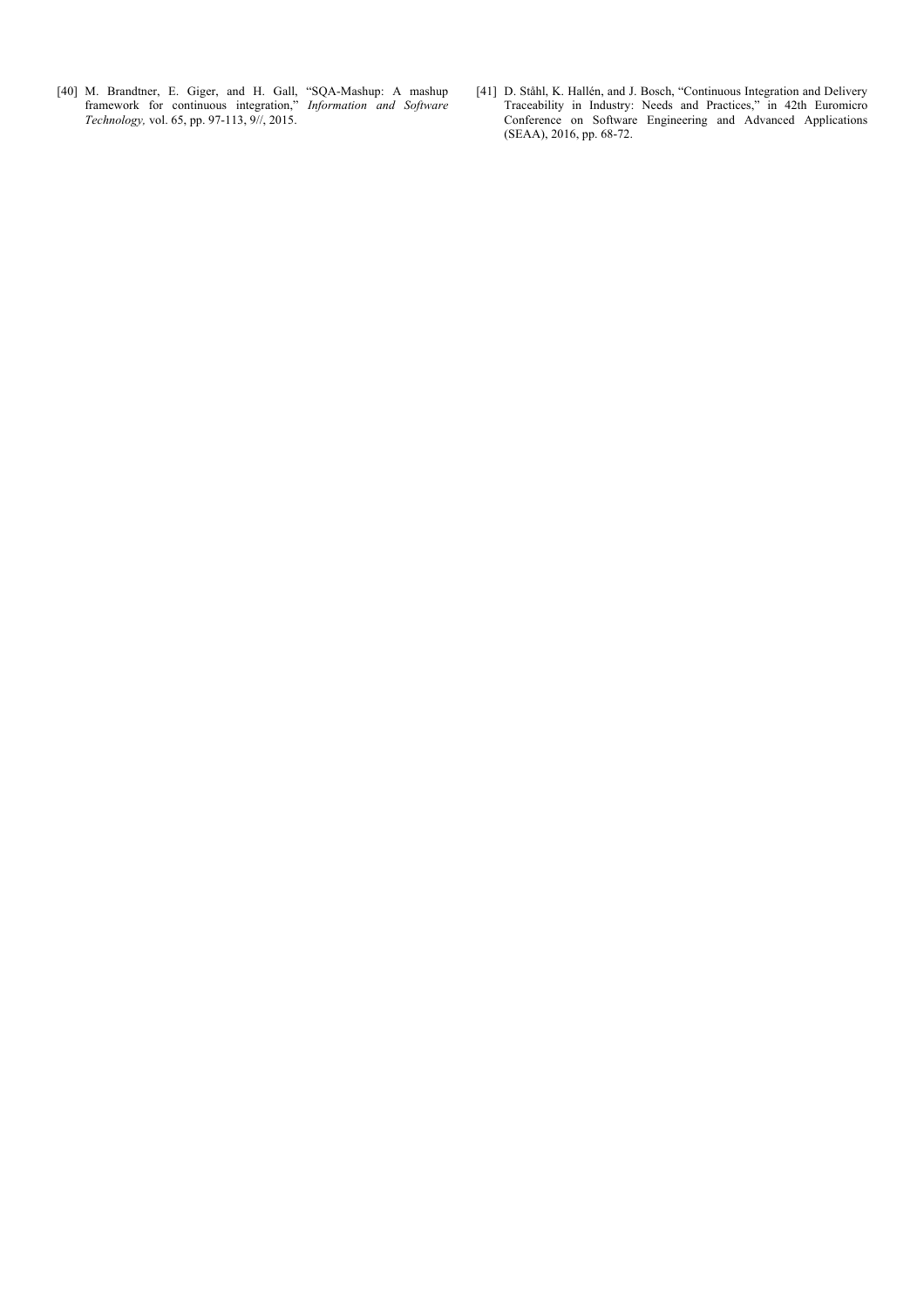[40] M. Brandtner, E. Giger, and H. Gall, "SQA-Mashup: A mashup framework for continuous integration," *Information and Software Technology,* vol. 65, pp. 97-113, 9//, 2015.

[41] D. Ståhl, K. Hallén, and J. Bosch, "Continuous Integration and Delivery Traceability in Industry: Needs and Practices," in 42th Euromicro Conference on Software Engineering and Advanced Applications (SEAA), 2016, pp. 68-72.